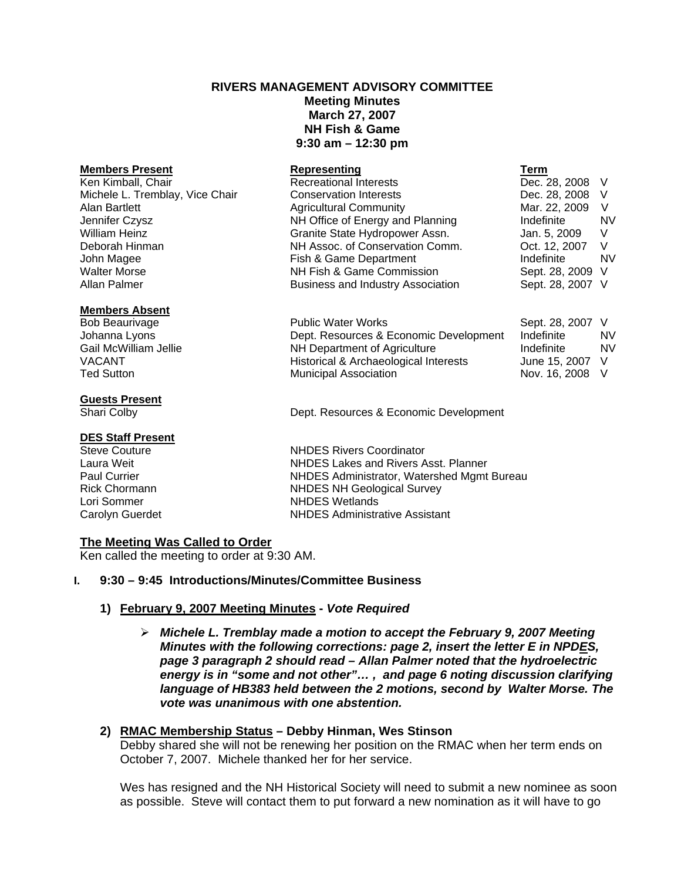**RIVERS MANAGEMENT ADVISORY COMMITTEE**
**Meeting Minutes**
**March 27, 2007**
**NH Fish & Game**
**9:30 am – 12:30 pm**

| **Members Present** | **Representing** | **Term** | |
|---|---|---|---|
| Ken Kimball, Chair | Recreational Interests | Dec. 28, 2008 | V |
| Michele L. Tremblay, Vice Chair | Conservation Interests | Dec. 28, 2008 | V |
| Alan Bartlett | Agricultural Community | Mar. 22, 2009 | V |
| Jennifer Czysz | NH Office of Energy and Planning | Indefinite | NV |
| William Heinz | Granite State Hydropower Assn. | Jan. 5, 2009 | V |
| Deborah Hinman | NH Assoc. of Conservation Comm. | Oct. 12, 2007 | V |
| John Magee | Fish & Game Department | Indefinite | NV |
| Walter Morse | NH Fish & Game Commission | Sept. 28, 2009 | V |
| Allan Palmer | Business and Industry Association | Sept. 28, 2007 | V |

| **Members Absent** | | | |
|---|---|---|---|
| Bob Beaurivage | Public Water Works | Sept. 28, 2007 | V |
| Johanna Lyons | Dept. Resources & Economic Development | Indefinite | NV |
| Gail McWilliam Jellie | NH Department of Agriculture | Indefinite | NV |
| VACANT | Historical & Archaeological Interests | June 15, 2007 | V |
| Ted Sutton | Municipal Association | Nov. 16, 2008 | V |

**Guests Present**

Shari Colby — Dept. Resources & Economic Development

**DES Staff Present**

| | |
|---|---|
| Steve Couture | NHDES Rivers Coordinator |
| Laura Weit | NHDES Lakes and Rivers Asst. Planner |
| Paul Currier | NHDES Administrator, Watershed Mgmt Bureau |
| Rick Chormann | NHDES NH Geological Survey |
| Lori Sommer | NHDES Wetlands |
| Carolyn Guerdet | NHDES Administrative Assistant |

**The Meeting Was Called to Order**

Ken called the meeting to order at 9:30 AM.

## I. 9:30 – 9:45 Introductions/Minutes/Committee Business

### 1) February 9, 2007 Meeting Minutes - *Vote Required*

- ***Michele L. Tremblay made a motion to accept the February 9, 2007 Meeting Minutes with the following corrections: page 2, insert the letter E in NPDES, page 3 paragraph 2 should read – Allan Palmer noted that the hydroelectric energy is in "some and not other"… , and page 6 noting discussion clarifying language of HB383 held between the 2 motions, second by Walter Morse. The vote was unanimous with one abstention.***

### 2) RMAC Membership Status – Debby Hinman, Wes Stinson

Debby shared she will not be renewing her position on the RMAC when her term ends on October 7, 2007. Michele thanked her for her service.

Wes has resigned and the NH Historical Society will need to submit a new nominee as soon as possible. Steve will contact them to put forward a new nomination as it will have to go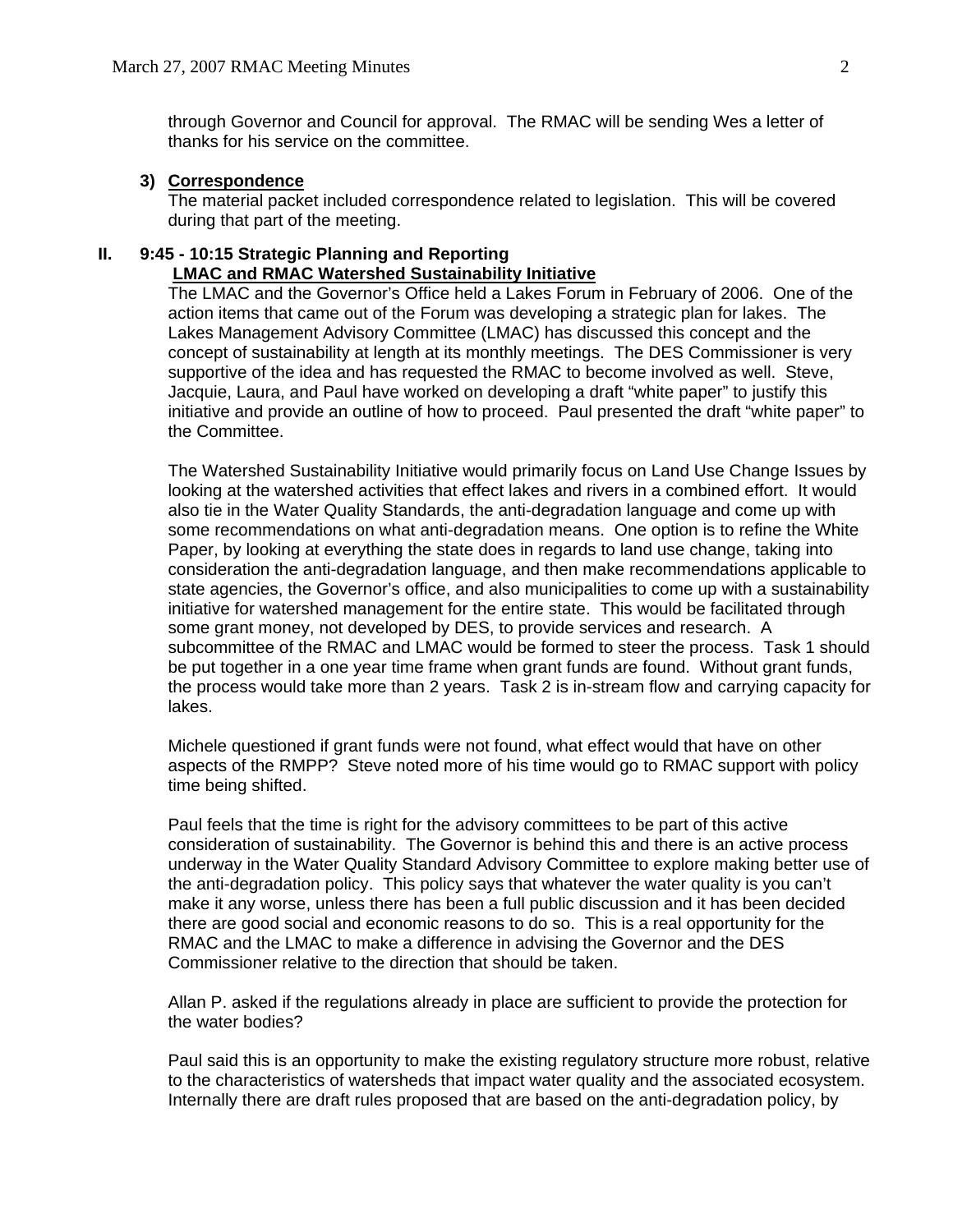through Governor and Council for approval. The RMAC will be sending Wes a letter of thanks for his service on the committee.

**3) Correspondence**

The material packet included correspondence related to legislation. This will be covered during that part of the meeting.

**II. 9:45 - 10:15 Strategic Planning and Reporting**

**LMAC and RMAC Watershed Sustainability Initiative**

The LMAC and the Governor's Office held a Lakes Forum in February of 2006. One of the action items that came out of the Forum was developing a strategic plan for lakes. The Lakes Management Advisory Committee (LMAC) has discussed this concept and the concept of sustainability at length at its monthly meetings. The DES Commissioner is very supportive of the idea and has requested the RMAC to become involved as well. Steve, Jacquie, Laura, and Paul have worked on developing a draft "white paper" to justify this initiative and provide an outline of how to proceed. Paul presented the draft "white paper" to the Committee.

The Watershed Sustainability Initiative would primarily focus on Land Use Change Issues by looking at the watershed activities that effect lakes and rivers in a combined effort. It would also tie in the Water Quality Standards, the anti-degradation language and come up with some recommendations on what anti-degradation means. One option is to refine the White Paper, by looking at everything the state does in regards to land use change, taking into consideration the anti-degradation language, and then make recommendations applicable to state agencies, the Governor's office, and also municipalities to come up with a sustainability initiative for watershed management for the entire state. This would be facilitated through some grant money, not developed by DES, to provide services and research. A subcommittee of the RMAC and LMAC would be formed to steer the process. Task 1 should be put together in a one year time frame when grant funds are found. Without grant funds, the process would take more than 2 years. Task 2 is in-stream flow and carrying capacity for lakes.

Michele questioned if grant funds were not found, what effect would that have on other aspects of the RMPP? Steve noted more of his time would go to RMAC support with policy time being shifted.

Paul feels that the time is right for the advisory committees to be part of this active consideration of sustainability. The Governor is behind this and there is an active process underway in the Water Quality Standard Advisory Committee to explore making better use of the anti-degradation policy. This policy says that whatever the water quality is you can't make it any worse, unless there has been a full public discussion and it has been decided there are good social and economic reasons to do so. This is a real opportunity for the RMAC and the LMAC to make a difference in advising the Governor and the DES Commissioner relative to the direction that should be taken.

Allan P. asked if the regulations already in place are sufficient to provide the protection for the water bodies?

Paul said this is an opportunity to make the existing regulatory structure more robust, relative to the characteristics of watersheds that impact water quality and the associated ecosystem. Internally there are draft rules proposed that are based on the anti-degradation policy, by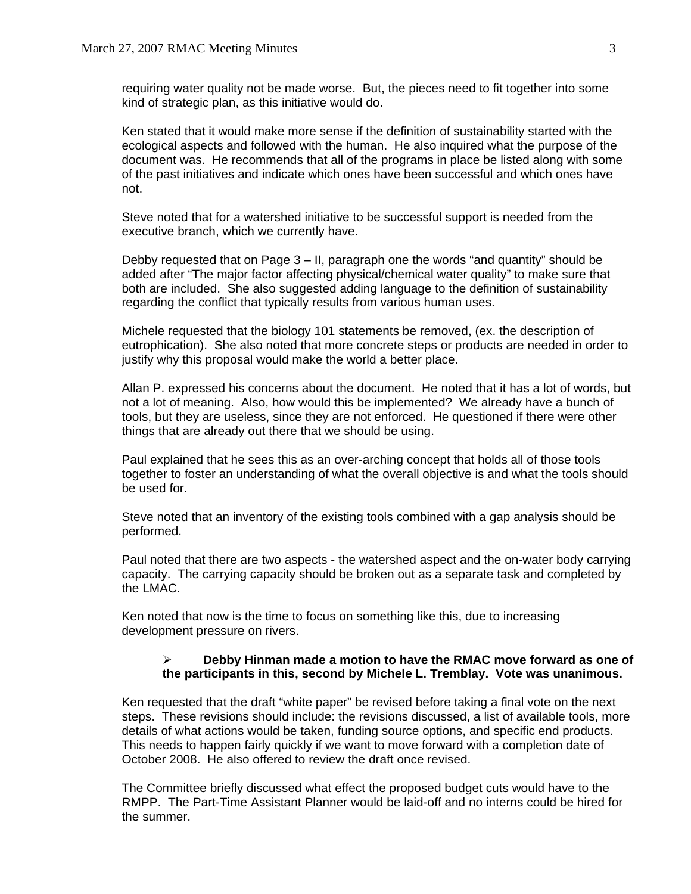requiring water quality not be made worse. But, the pieces need to fit together into some kind of strategic plan, as this initiative would do.

Ken stated that it would make more sense if the definition of sustainability started with the ecological aspects and followed with the human. He also inquired what the purpose of the document was. He recommends that all of the programs in place be listed along with some of the past initiatives and indicate which ones have been successful and which ones have not.

Steve noted that for a watershed initiative to be successful support is needed from the executive branch, which we currently have.

Debby requested that on Page 3 – II, paragraph one the words "and quantity" should be added after "The major factor affecting physical/chemical water quality" to make sure that both are included. She also suggested adding language to the definition of sustainability regarding the conflict that typically results from various human uses.

Michele requested that the biology 101 statements be removed, (ex. the description of eutrophication). She also noted that more concrete steps or products are needed in order to justify why this proposal would make the world a better place.

Allan P. expressed his concerns about the document. He noted that it has a lot of words, but not a lot of meaning. Also, how would this be implemented? We already have a bunch of tools, but they are useless, since they are not enforced. He questioned if there were other things that are already out there that we should be using.

Paul explained that he sees this as an over-arching concept that holds all of those tools together to foster an understanding of what the overall objective is and what the tools should be used for.

Steve noted that an inventory of the existing tools combined with a gap analysis should be performed.

Paul noted that there are two aspects - the watershed aspect and the on-water body carrying capacity. The carrying capacity should be broken out as a separate task and completed by the LMAC.

Ken noted that now is the time to focus on something like this, due to increasing development pressure on rivers.

- **Debby Hinman made a motion to have the RMAC move forward as one of the participants in this, second by Michele L. Tremblay. Vote was unanimous.**

Ken requested that the draft "white paper" be revised before taking a final vote on the next steps. These revisions should include: the revisions discussed, a list of available tools, more details of what actions would be taken, funding source options, and specific end products. This needs to happen fairly quickly if we want to move forward with a completion date of October 2008. He also offered to review the draft once revised.

The Committee briefly discussed what effect the proposed budget cuts would have to the RMPP. The Part-Time Assistant Planner would be laid-off and no interns could be hired for the summer.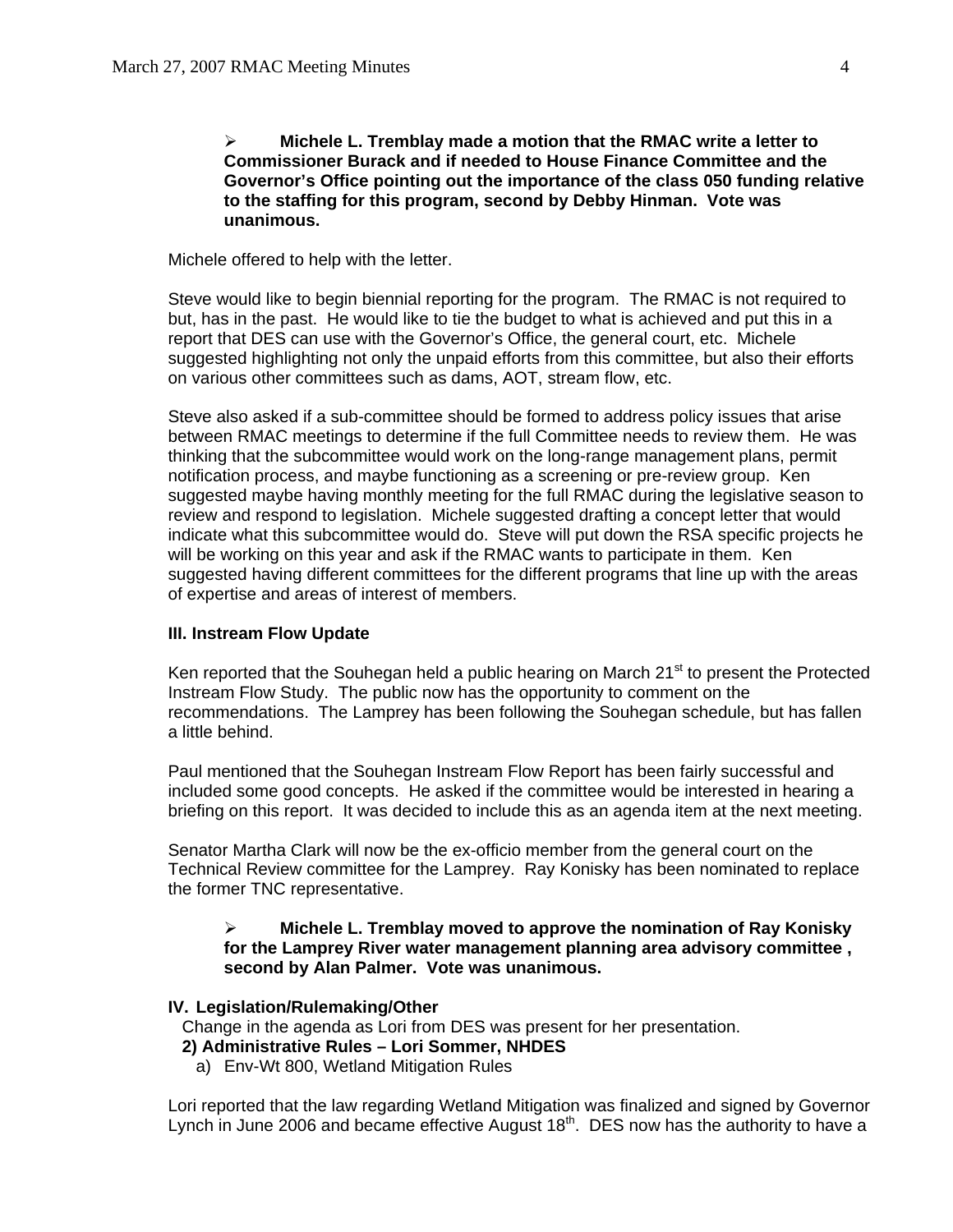- **Michele L. Tremblay made a motion that the RMAC write a letter to Commissioner Burack and if needed to House Finance Committee and the Governor's Office pointing out the importance of the class 050 funding relative to the staffing for this program, second by Debby Hinman. Vote was unanimous.**

Michele offered to help with the letter.

Steve would like to begin biennial reporting for the program. The RMAC is not required to but, has in the past. He would like to tie the budget to what is achieved and put this in a report that DES can use with the Governor's Office, the general court, etc. Michele suggested highlighting not only the unpaid efforts from this committee, but also their efforts on various other committees such as dams, AOT, stream flow, etc.

Steve also asked if a sub-committee should be formed to address policy issues that arise between RMAC meetings to determine if the full Committee needs to review them. He was thinking that the subcommittee would work on the long-range management plans, permit notification process, and maybe functioning as a screening or pre-review group. Ken suggested maybe having monthly meeting for the full RMAC during the legislative season to review and respond to legislation. Michele suggested drafting a concept letter that would indicate what this subcommittee would do. Steve will put down the RSA specific projects he will be working on this year and ask if the RMAC wants to participate in them. Ken suggested having different committees for the different programs that line up with the areas of expertise and areas of interest of members.

**III. Instream Flow Update**

Ken reported that the Souhegan held a public hearing on March 21st to present the Protected Instream Flow Study. The public now has the opportunity to comment on the recommendations. The Lamprey has been following the Souhegan schedule, but has fallen a little behind.

Paul mentioned that the Souhegan Instream Flow Report has been fairly successful and included some good concepts. He asked if the committee would be interested in hearing a briefing on this report. It was decided to include this as an agenda item at the next meeting.

Senator Martha Clark will now be the ex-officio member from the general court on the Technical Review committee for the Lamprey. Ray Konisky has been nominated to replace the former TNC representative.

- **Michele L. Tremblay moved to approve the nomination of Ray Konisky for the Lamprey River water management planning area advisory committee , second by Alan Palmer. Vote was unanimous.**

**IV. Legislation/Rulemaking/Other**

Change in the agenda as Lori from DES was present for her presentation.

**2) Administrative Rules – Lori Sommer, NHDES**

a) Env-Wt 800, Wetland Mitigation Rules

Lori reported that the law regarding Wetland Mitigation was finalized and signed by Governor Lynch in June 2006 and became effective August 18th. DES now has the authority to have a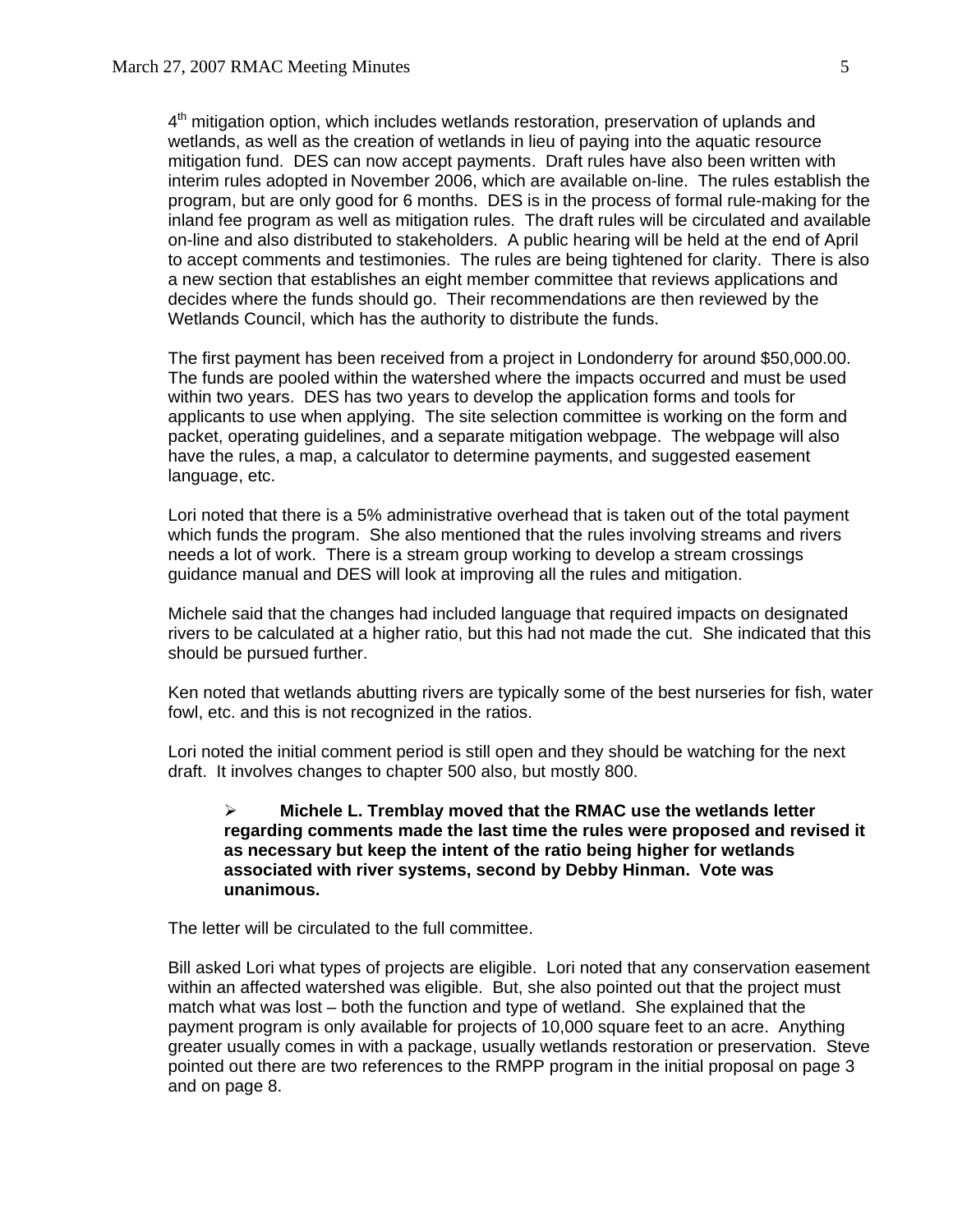4th mitigation option, which includes wetlands restoration, preservation of uplands and wetlands, as well as the creation of wetlands in lieu of paying into the aquatic resource mitigation fund. DES can now accept payments. Draft rules have also been written with interim rules adopted in November 2006, which are available on-line. The rules establish the program, but are only good for 6 months. DES is in the process of formal rule-making for the inland fee program as well as mitigation rules. The draft rules will be circulated and available on-line and also distributed to stakeholders. A public hearing will be held at the end of April to accept comments and testimonies. The rules are being tightened for clarity. There is also a new section that establishes an eight member committee that reviews applications and decides where the funds should go. Their recommendations are then reviewed by the Wetlands Council, which has the authority to distribute the funds.

The first payment has been received from a project in Londonderry for around $50,000.00. The funds are pooled within the watershed where the impacts occurred and must be used within two years. DES has two years to develop the application forms and tools for applicants to use when applying. The site selection committee is working on the form and packet, operating guidelines, and a separate mitigation webpage. The webpage will also have the rules, a map, a calculator to determine payments, and suggested easement language, etc.

Lori noted that there is a 5% administrative overhead that is taken out of the total payment which funds the program. She also mentioned that the rules involving streams and rivers needs a lot of work. There is a stream group working to develop a stream crossings guidance manual and DES will look at improving all the rules and mitigation.

Michele said that the changes had included language that required impacts on designated rivers to be calculated at a higher ratio, but this had not made the cut. She indicated that this should be pursued further.

Ken noted that wetlands abutting rivers are typically some of the best nurseries for fish, water fowl, etc. and this is not recognized in the ratios.

Lori noted the initial comment period is still open and they should be watching for the next draft. It involves changes to chapter 500 also, but mostly 800.

- **Michele L. Tremblay moved that the RMAC use the wetlands letter regarding comments made the last time the rules were proposed and revised it as necessary but keep the intent of the ratio being higher for wetlands associated with river systems, second by Debby Hinman. Vote was unanimous.**

The letter will be circulated to the full committee.

Bill asked Lori what types of projects are eligible. Lori noted that any conservation easement within an affected watershed was eligible. But, she also pointed out that the project must match what was lost – both the function and type of wetland. She explained that the payment program is only available for projects of 10,000 square feet to an acre. Anything greater usually comes in with a package, usually wetlands restoration or preservation. Steve pointed out there are two references to the RMPP program in the initial proposal on page 3 and on page 8.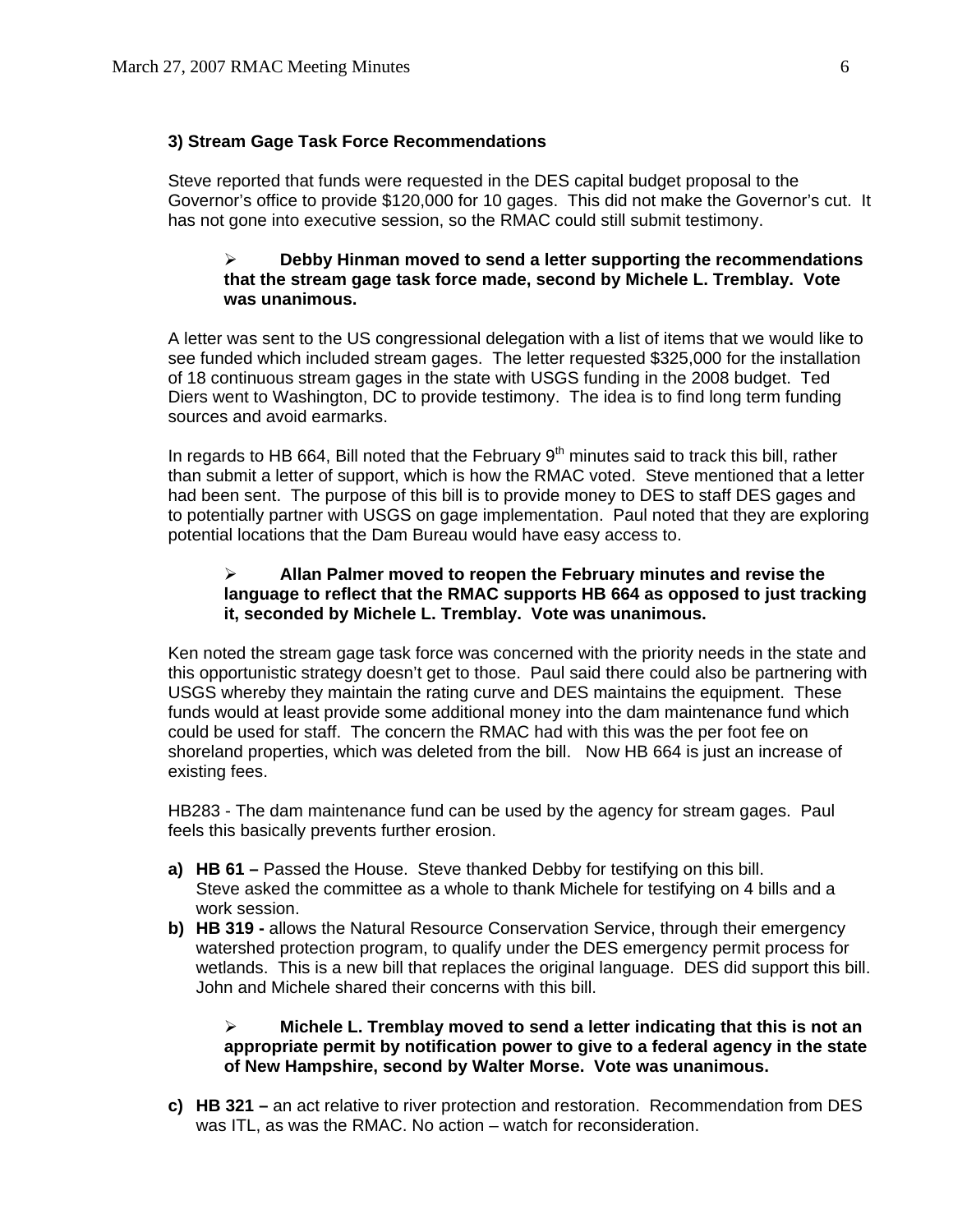### 3) Stream Gage Task Force Recommendations

Steve reported that funds were requested in the DES capital budget proposal to the Governor's office to provide $120,000 for 10 gages. This did not make the Governor's cut. It has not gone into executive session, so the RMAC could still submit testimony.

> - **Debby Hinman moved to send a letter supporting the recommendations that the stream gage task force made, second by Michele L. Tremblay. Vote was unanimous.**

A letter was sent to the US congressional delegation with a list of items that we would like to see funded which included stream gages. The letter requested $325,000 for the installation of 18 continuous stream gages in the state with USGS funding in the 2008 budget. Ted Diers went to Washington, DC to provide testimony. The idea is to find long term funding sources and avoid earmarks.

In regards to HB 664, Bill noted that the February 9th minutes said to track this bill, rather than submit a letter of support, which is how the RMAC voted. Steve mentioned that a letter had been sent. The purpose of this bill is to provide money to DES to staff DES gages and to potentially partner with USGS on gage implementation. Paul noted that they are exploring potential locations that the Dam Bureau would have easy access to.

> - **Allan Palmer moved to reopen the February minutes and revise the language to reflect that the RMAC supports HB 664 as opposed to just tracking it, seconded by Michele L. Tremblay. Vote was unanimous.**

Ken noted the stream gage task force was concerned with the priority needs in the state and this opportunistic strategy doesn't get to those. Paul said there could also be partnering with USGS whereby they maintain the rating curve and DES maintains the equipment. These funds would at least provide some additional money into the dam maintenance fund which could be used for staff. The concern the RMAC had with this was the per foot fee on shoreland properties, which was deleted from the bill. Now HB 664 is just an increase of existing fees.

HB283 - The dam maintenance fund can be used by the agency for stream gages. Paul feels this basically prevents further erosion.

a) **HB 61 –** Passed the House. Steve thanked Debby for testifying on this bill. Steve asked the committee as a whole to thank Michele for testifying on 4 bills and a work session.

b) **HB 319 -** allows the Natural Resource Conservation Service, through their emergency watershed protection program, to qualify under the DES emergency permit process for wetlands. This is a new bill that replaces the original language. DES did support this bill. John and Michele shared their concerns with this bill.

> - **Michele L. Tremblay moved to send a letter indicating that this is not an appropriate permit by notification power to give to a federal agency in the state of New Hampshire, second by Walter Morse. Vote was unanimous.**

c) **HB 321 –** an act relative to river protection and restoration. Recommendation from DES was ITL, as was the RMAC. No action – watch for reconsideration.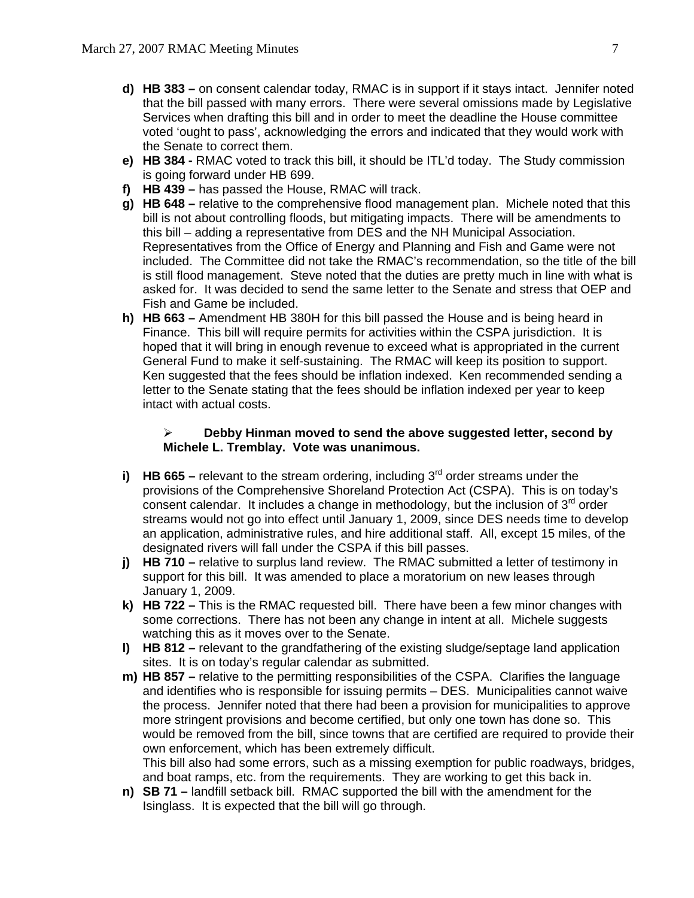**d) HB 383 –** on consent calendar today, RMAC is in support if it stays intact. Jennifer noted that the bill passed with many errors. There were several omissions made by Legislative Services when drafting this bill and in order to meet the deadline the House committee voted 'ought to pass', acknowledging the errors and indicated that they would work with the Senate to correct them.

**e) HB 384 -** RMAC voted to track this bill, it should be ITL'd today. The Study commission is going forward under HB 699.

**f) HB 439 –** has passed the House, RMAC will track.

**g) HB 648 –** relative to the comprehensive flood management plan. Michele noted that this bill is not about controlling floods, but mitigating impacts. There will be amendments to this bill – adding a representative from DES and the NH Municipal Association. Representatives from the Office of Energy and Planning and Fish and Game were not included. The Committee did not take the RMAC's recommendation, so the title of the bill is still flood management. Steve noted that the duties are pretty much in line with what is asked for. It was decided to send the same letter to the Senate and stress that OEP and Fish and Game be included.

**h) HB 663 –** Amendment HB 380H for this bill passed the House and is being heard in Finance. This bill will require permits for activities within the CSPA jurisdiction. It is hoped that it will bring in enough revenue to exceed what is appropriated in the current General Fund to make it self-sustaining. The RMAC will keep its position to support. Ken suggested that the fees should be inflation indexed. Ken recommended sending a letter to the Senate stating that the fees should be inflation indexed per year to keep intact with actual costs.

> ➢ **Debby Hinman moved to send the above suggested letter, second by Michele L. Tremblay. Vote was unanimous.**

**i) HB 665 –** relevant to the stream ordering, including 3rd order streams under the provisions of the Comprehensive Shoreland Protection Act (CSPA). This is on today's consent calendar. It includes a change in methodology, but the inclusion of 3rd order streams would not go into effect until January 1, 2009, since DES needs time to develop an application, administrative rules, and hire additional staff. All, except 15 miles, of the designated rivers will fall under the CSPA if this bill passes.

**j) HB 710 –** relative to surplus land review. The RMAC submitted a letter of testimony in support for this bill. It was amended to place a moratorium on new leases through January 1, 2009.

**k) HB 722 –** This is the RMAC requested bill. There have been a few minor changes with some corrections. There has not been any change in intent at all. Michele suggests watching this as it moves over to the Senate.

**l) HB 812 –** relevant to the grandfathering of the existing sludge/septage land application sites. It is on today's regular calendar as submitted.

**m) HB 857 –** relative to the permitting responsibilities of the CSPA. Clarifies the language and identifies who is responsible for issuing permits – DES. Municipalities cannot waive the process. Jennifer noted that there had been a provision for municipalities to approve more stringent provisions and become certified, but only one town has done so. This would be removed from the bill, since towns that are certified are required to provide their own enforcement, which has been extremely difficult.
This bill also had some errors, such as a missing exemption for public roadways, bridges, and boat ramps, etc. from the requirements. They are working to get this back in.

**n) SB 71 –** landfill setback bill. RMAC supported the bill with the amendment for the Isinglass. It is expected that the bill will go through.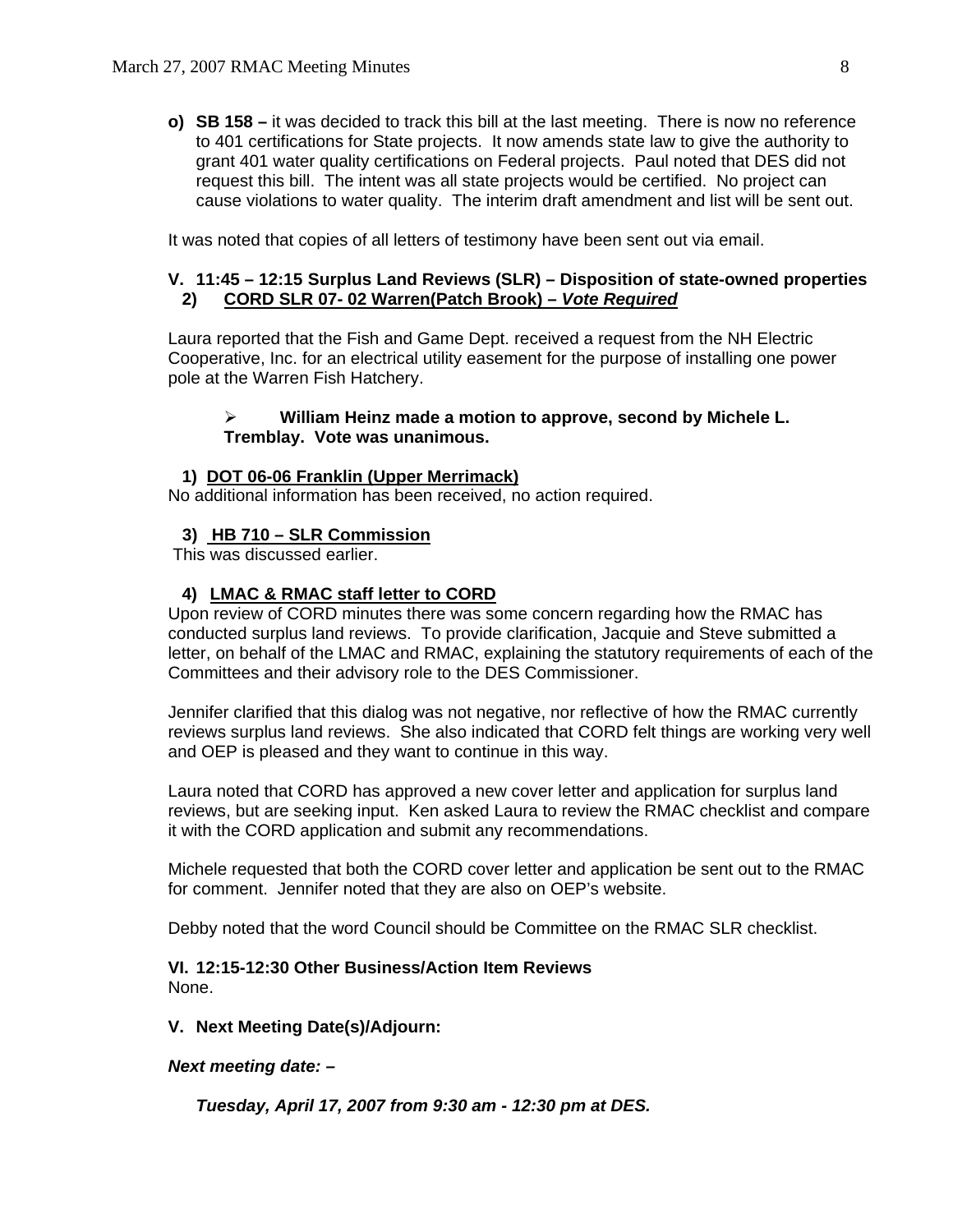**o) SB 158 –** it was decided to track this bill at the last meeting. There is now no reference to 401 certifications for State projects. It now amends state law to give the authority to grant 401 water quality certifications on Federal projects. Paul noted that DES did not request this bill. The intent was all state projects would be certified. No project can cause violations to water quality. The interim draft amendment and list will be sent out.

It was noted that copies of all letters of testimony have been sent out via email.

**V. 11:45 – 12:15 Surplus Land Reviews (SLR) – Disposition of state-owned properties**

**2) <u>CORD SLR 07- 02 Warren(Patch Brook) – *Vote Required*</u>**

Laura reported that the Fish and Game Dept. received a request from the NH Electric Cooperative, Inc. for an electrical utility easement for the purpose of installing one power pole at the Warren Fish Hatchery.

- **William Heinz made a motion to approve, second by Michele L. Tremblay. Vote was unanimous.**

**1) <u>DOT 06-06 Franklin (Upper Merrimack)</u>**

No additional information has been received, no action required.

**3) <u>HB 710 – SLR Commission</u>**

This was discussed earlier.

**4) <u>LMAC & RMAC staff letter to CORD</u>**

Upon review of CORD minutes there was some concern regarding how the RMAC has conducted surplus land reviews. To provide clarification, Jacquie and Steve submitted a letter, on behalf of the LMAC and RMAC, explaining the statutory requirements of each of the Committees and their advisory role to the DES Commissioner.

Jennifer clarified that this dialog was not negative, nor reflective of how the RMAC currently reviews surplus land reviews. She also indicated that CORD felt things are working very well and OEP is pleased and they want to continue in this way.

Laura noted that CORD has approved a new cover letter and application for surplus land reviews, but are seeking input. Ken asked Laura to review the RMAC checklist and compare it with the CORD application and submit any recommendations.

Michele requested that both the CORD cover letter and application be sent out to the RMAC for comment. Jennifer noted that they are also on OEP's website.

Debby noted that the word Council should be Committee on the RMAC SLR checklist.

**VI. 12:15-12:30 Other Business/Action Item Reviews**

None.

**V. Next Meeting Date(s)/Adjourn:**

***Next meeting date:* –**

***Tuesday, April 17, 2007 from 9:30 am - 12:30 pm at DES.***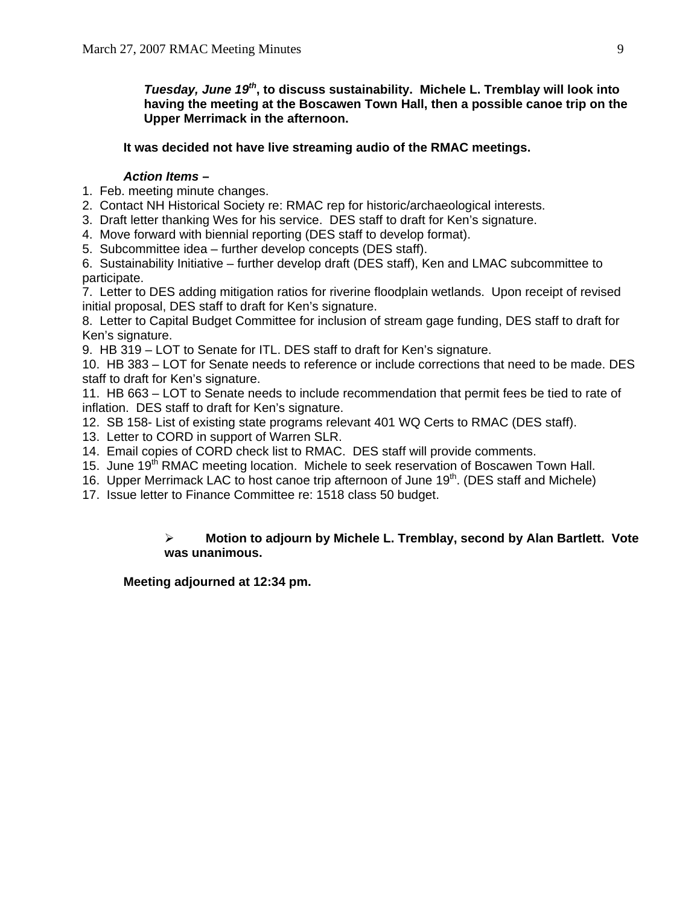***Tuesday, June 19th*, to discuss sustainability. Michele L. Tremblay will look into having the meeting at the Boscawen Town Hall, then a possible canoe trip on the Upper Merrimack in the afternoon.**

**It was decided not have live streaming audio of the RMAC meetings.**

***Action Items –***

1. Feb. meeting minute changes.
2. Contact NH Historical Society re: RMAC rep for historic/archaeological interests.
3. Draft letter thanking Wes for his service. DES staff to draft for Ken's signature.
4. Move forward with biennial reporting (DES staff to develop format).
5. Subcommittee idea – further develop concepts (DES staff).
6. Sustainability Initiative – further develop draft (DES staff), Ken and LMAC subcommittee to participate.
7. Letter to DES adding mitigation ratios for riverine floodplain wetlands. Upon receipt of revised initial proposal, DES staff to draft for Ken's signature.
8. Letter to Capital Budget Committee for inclusion of stream gage funding, DES staff to draft for Ken's signature.
9. HB 319 – LOT to Senate for ITL. DES staff to draft for Ken's signature.
10. HB 383 – LOT for Senate needs to reference or include corrections that need to be made. DES staff to draft for Ken's signature.
11. HB 663 – LOT to Senate needs to include recommendation that permit fees be tied to rate of inflation. DES staff to draft for Ken's signature.
12. SB 158- List of existing state programs relevant 401 WQ Certs to RMAC (DES staff).
13. Letter to CORD in support of Warren SLR.
14. Email copies of CORD check list to RMAC. DES staff will provide comments.
15. June 19th RMAC meeting location. Michele to seek reservation of Boscawen Town Hall.
16. Upper Merrimack LAC to host canoe trip afternoon of June 19th. (DES staff and Michele)
17. Issue letter to Finance Committee re: 1518 class 50 budget.

- **Motion to adjourn by Michele L. Tremblay, second by Alan Bartlett. Vote was unanimous.**

**Meeting adjourned at 12:34 pm.**